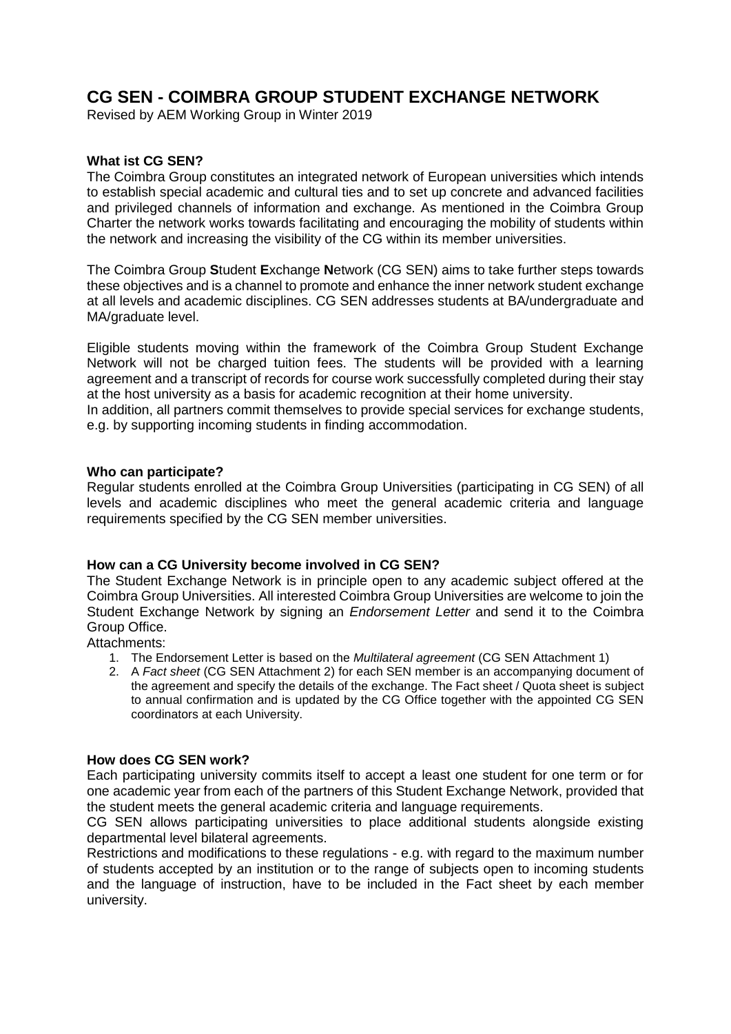# CG SEN - COIMBRA GROUP STUDENT EXCHANGE NETWORK

Revised by AEM Working Group in Winter 2019

**What ist CG SEN?**

The Coimbra Group constitutes an integrated network of European universities which intends to establish special academic and cultural ties and to set up concrete and advanced facilities and privileged channels of information and exchange. As mentioned in the Coimbra Group Charter the network works towards facilitating and encouraging the mobility of students within the network and increasing the visibility of the CG within its member universities.

The Coimbra Group **S**tudent **E**xchange **N**etwork (CG SEN) aims to take further steps towards these objectives and is a channel to promote and enhance the inner network student exchange at all levels and academic disciplines. CG SEN addresses students at BA/undergraduate and MA/graduate level.

Eligible students moving within the framework of the Coimbra Group Student Exchange Network will not be charged tuition fees. The students will be provided with a learning agreement and a transcript of records for course work successfully completed during their stay at the host university as a basis for academic recognition at their home university.
In addition, all partners commit themselves to provide special services for exchange students, e.g. by supporting incoming students in finding accommodation.

**Who can participate?**

Regular students enrolled at the Coimbra Group Universities (participating in CG SEN) of all levels and academic disciplines who meet the general academic criteria and language requirements specified by the CG SEN member universities.

**How can a CG University become involved in CG SEN?**

The Student Exchange Network is in principle open to any academic subject offered at the Coimbra Group Universities. All interested Coimbra Group Universities are welcome to join the Student Exchange Network by signing an *Endorsement Letter* and send it to the Coimbra Group Office.

Attachments:

1. The Endorsement Letter is based on the *Multilateral agreement* (CG SEN Attachment 1)
2. A *Fact sheet* (CG SEN Attachment 2) for each SEN member is an accompanying document of the agreement and specify the details of the exchange. The Fact sheet / Quota sheet is subject to annual confirmation and is updated by the CG Office together with the appointed CG SEN coordinators at each University.

**How does CG SEN work?**

Each participating university commits itself to accept a least one student for one term or for one academic year from each of the partners of this Student Exchange Network, provided that the student meets the general academic criteria and language requirements.
CG SEN allows participating universities to place additional students alongside existing departmental level bilateral agreements.
Restrictions and modifications to these regulations - e.g. with regard to the maximum number of students accepted by an institution or to the range of subjects open to incoming students and the language of instruction, have to be included in the Fact sheet by each member university.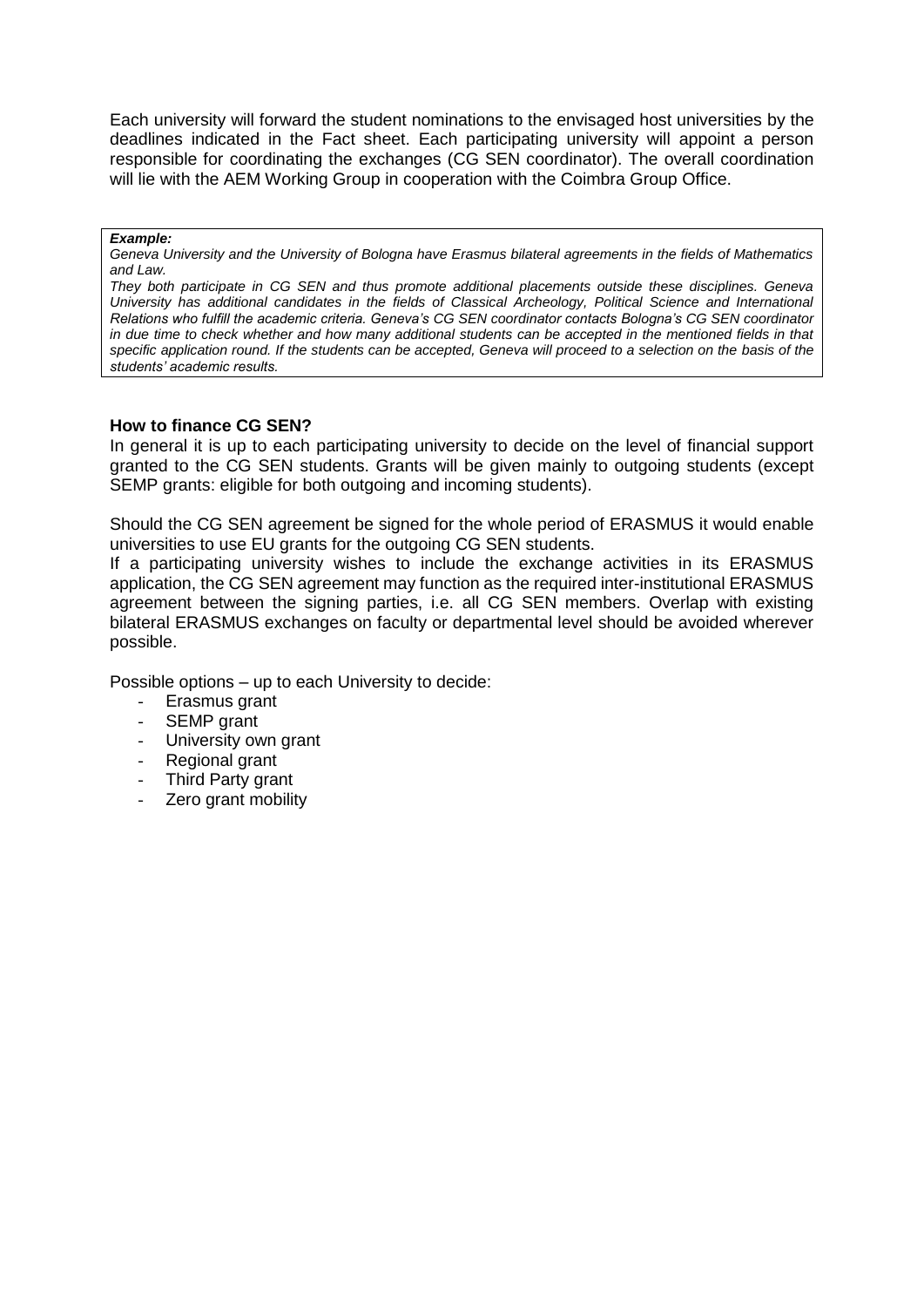Each university will forward the student nominations to the envisaged host universities by the deadlines indicated in the Fact sheet. Each participating university will appoint a person responsible for coordinating the exchanges (CG SEN coordinator). The overall coordination will lie with the AEM Working Group in cooperation with the Coimbra Group Office.

> ***Example:***
>
> *Geneva University and the University of Bologna have Erasmus bilateral agreements in the fields of Mathematics and Law.*
>
> *They both participate in CG SEN and thus promote additional placements outside these disciplines. Geneva University has additional candidates in the fields of Classical Archeology, Political Science and International Relations who fulfill the academic criteria. Geneva's CG SEN coordinator contacts Bologna's CG SEN coordinator in due time to check whether and how many additional students can be accepted in the mentioned fields in that specific application round. If the students can be accepted, Geneva will proceed to a selection on the basis of the students' academic results.*

**How to finance CG SEN?**

In general it is up to each participating university to decide on the level of financial support granted to the CG SEN students. Grants will be given mainly to outgoing students (except SEMP grants: eligible for both outgoing and incoming students).

Should the CG SEN agreement be signed for the whole period of ERASMUS it would enable universities to use EU grants for the outgoing CG SEN students.

If a participating university wishes to include the exchange activities in its ERASMUS application, the CG SEN agreement may function as the required inter-institutional ERASMUS agreement between the signing parties, i.e. all CG SEN members. Overlap with existing bilateral ERASMUS exchanges on faculty or departmental level should be avoided wherever possible.

Possible options – up to each University to decide:

- Erasmus grant
- SEMP grant
- University own grant
- Regional grant
- Third Party grant
- Zero grant mobility